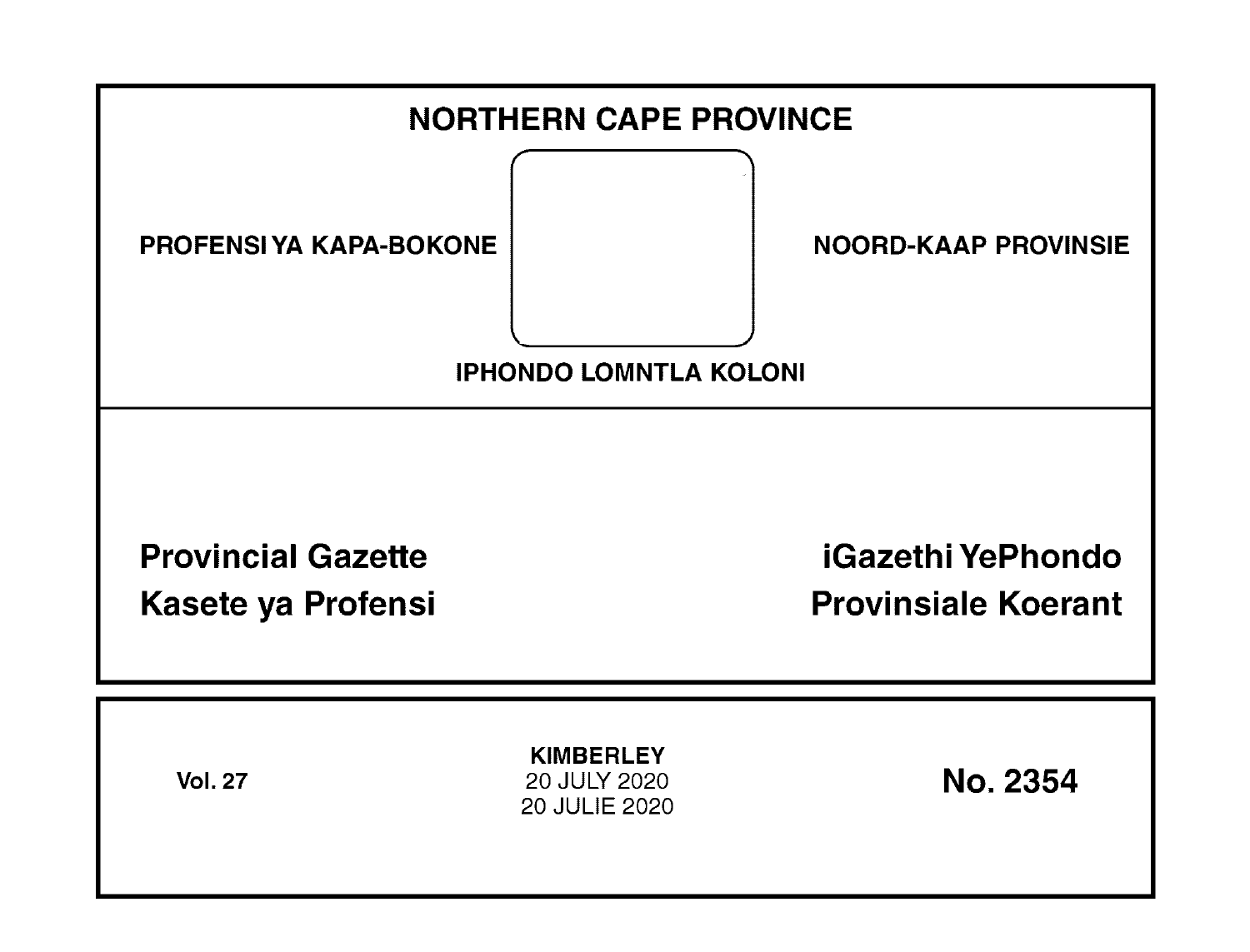# NORTHERN CAPE PROVINCE

**PROFENSI YA KAPA-BOKONE**

**NOORD-KAAP PROVINSIE**

**IPHONDO LOMNTLA KOLONI**

## Provincial Gazette

## Kasete ya Profensi

## iGazethi YePhondo

## Provinsiale Koerant

**Vol. 27**

**KIMBERLEY**
20 JULY 2020
20 JULIE 2020

**No. 2354**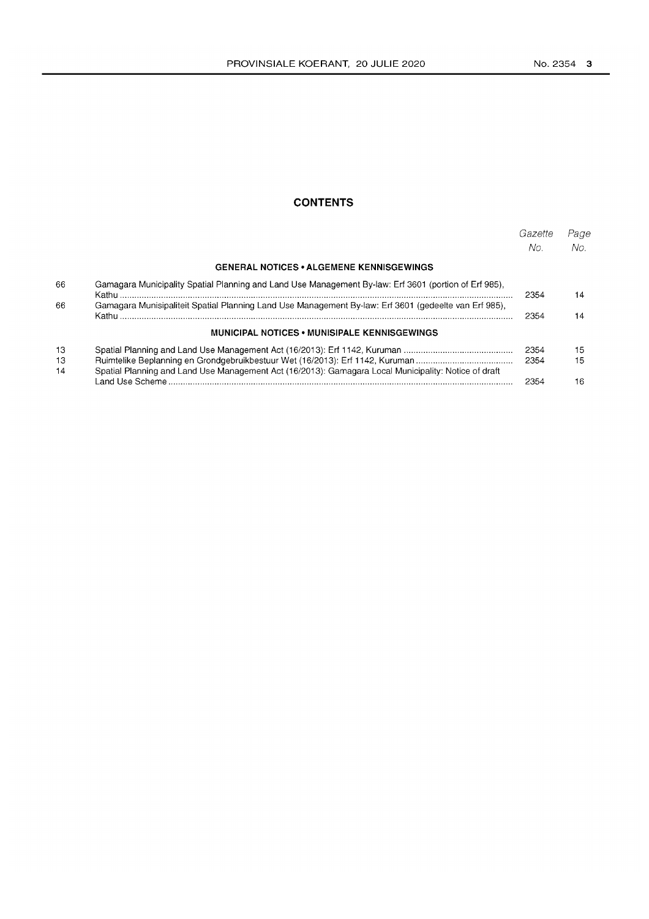## CONTENTS

| | | Gazette No. | Page No. |
|---|---|---|---|
| | **GENERAL NOTICES • ALGEMENE KENNISGEWINGS** | | |
| 66 | Gamagara Municipality Spatial Planning and Land Use Management By-law: Erf 3601 (portion of Erf 985), Kathu | 2354 | 14 |
| 66 | Gamagara Munisipaliteit Spatial Planning Land Use Management By-law: Erf 3601 (gedeelte van Erf 985), Kathu | 2354 | 14 |
| | **MUNICIPAL NOTICES • MUNISIPALE KENNISGEWINGS** | | |
| 13 | Spatial Planning and Land Use Management Act (16/2013): Erf 1142, Kuruman | 2354 | 15 |
| 13 | Ruimtelike Beplanning en Grondgebruikbestuur Wet (16/2013): Erf 1142, Kuruman | 2354 | 15 |
| 14 | Spatial Planning and Land Use Management Act (16/2013): Gamagara Local Municipality: Notice of draft Land Use Scheme | 2354 | 16 |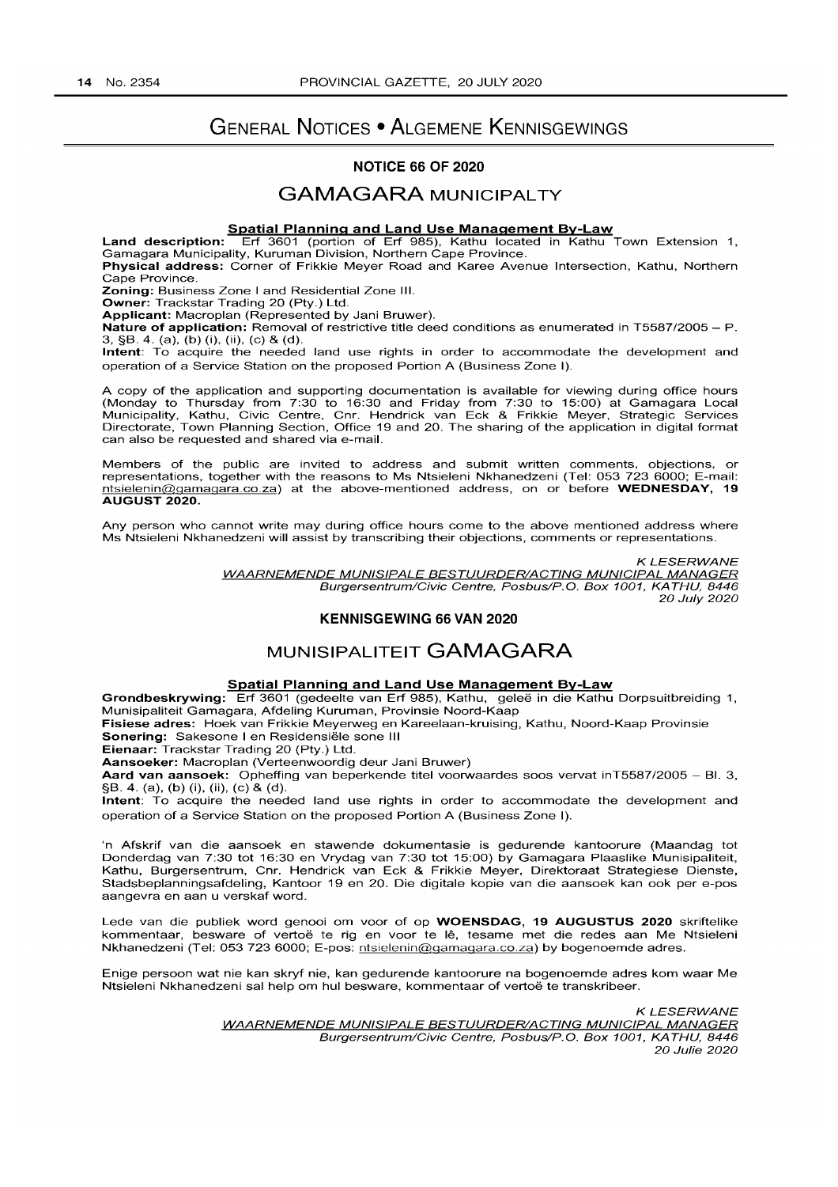# General Notices • Algemene Kennisgewings

## NOTICE 66 OF 2020

## GAMAGARA MUNICIPALTY

**Spatial Planning and Land Use Management By-Law**

**Land description:** Erf 3601 (portion of Erf 985), Kathu located in Kathu Town Extension 1, Gamagara Municipality, Kuruman Division, Northern Cape Province.

**Physical address:** Corner of Frikkie Meyer Road and Karee Avenue Intersection, Kathu, Northern Cape Province.

**Zoning:** Business Zone I and Residential Zone III.

**Owner:** Trackstar Trading 20 (Pty.) Ltd.

**Applicant:** Macroplan (Represented by Jani Bruwer).

**Nature of application:** Removal of restrictive title deed conditions as enumerated in T5587/2005 – P. 3, §B. 4. (a), (b) (i), (ii), (c) & (d).

**Intent**: To acquire the needed land use rights in order to accommodate the development and operation of a Service Station on the proposed Portion A (Business Zone I).

A copy of the application and supporting documentation is available for viewing during office hours (Monday to Thursday from 7:30 to 16:30 and Friday from 7:30 to 15:00) at Gamagara Local Municipality, Kathu, Civic Centre, Cnr. Hendrick van Eck & Frikkie Meyer, Strategic Services Directorate, Town Planning Section, Office 19 and 20. The sharing of the application in digital format can also be requested and shared via e-mail.

Members of the public are invited to address and submit written comments, objections, or representations, together with the reasons to Ms Ntsieleni Nkhanedzeni (Tel: 053 723 6000; E-mail: ntsielenin@gamagara.co.za) at the above-mentioned address, on or before **WEDNESDAY, 19 AUGUST 2020.**

Any person who cannot write may during office hours come to the above mentioned address where Ms Ntsieleni Nkhanedzeni will assist by transcribing their objections, comments or representations.

*K LESERWANE*
*WAARNEMENDE MUNISIPALE BESTUURDER/ACTING MUNICIPAL MANAGER*
*Burgersentrum/Civic Centre, Posbus/P.O. Box 1001, KATHU, 8446*
*20 July 2020*

## KENNISGEWING 66 VAN 2020

## MUNISIPALITEIT GAMAGARA

**Spatial Planning and Land Use Management By-Law**

**Grondbeskrywing:** Erf 3601 (gedeelte van Erf 985), Kathu, geleë in die Kathu Dorpsuitbreiding 1, Munisipaliteit Gamagara, Afdeling Kuruman, Provinsie Noord-Kaap

**Fisiese adres:** Hoek van Frikkie Meyerweg en Kareelaan-kruising, Kathu, Noord-Kaap Provinsie

**Sonering:** Sakesone I en Residensiële sone III

**Eienaar:** Trackstar Trading 20 (Pty.) Ltd.

**Aansoeker:** Macroplan (Verteenwoordig deur Jani Bruwer)

**Aard van aansoek:** Opheffing van beperkende titel voorwaardes soos vervat inT5587/2005 – Bl. 3, §B. 4. (a), (b) (i), (ii), (c) & (d).

**Intent**: To acquire the needed land use rights in order to accommodate the development and operation of a Service Station on the proposed Portion A (Business Zone I).

'n Afskrif van die aansoek en stawende dokumentasie is gedurende kantoorure (Maandag tot Donderdag van 7:30 tot 16:30 en Vrydag van 7:30 tot 15:00) by Gamagara Plaaslike Munisipaliteit, Kathu, Burgersentrum, Cnr. Hendrick van Eck & Frikkie Meyer, Direktoraat Strategiese Dienste, Stadsbeplanningsafdeling, Kantoor 19 en 20. Die digitale kopie van die aansoek kan ook per e-pos aangevra en aan u verskaf word.

Lede van die publiek word genooi om voor of op **WOENSDAG, 19 AUGUSTUS 2020** skriftelike kommentaar, besware of vertoë te rig en voor te lê, tesame met die redes aan Me Ntsieleni Nkhanedzeni (Tel: 053 723 6000; E-pos: ntsielenin@gamagara.co.za) by bogenoemde adres.

Enige persoon wat nie kan skryf nie, kan gedurende kantoorure na bogenoemde adres kom waar Me Ntsieleni Nkhanedzeni sal help om hul besware, kommentaar of vertoë te transkribeer.

*K LESERWANE*
*WAARNEMENDE MUNISIPALE BESTUURDER/ACTING MUNICIPAL MANAGER*
*Burgersentrum/Civic Centre, Posbus/P.O. Box 1001, KATHU, 8446*
*20 Julie 2020*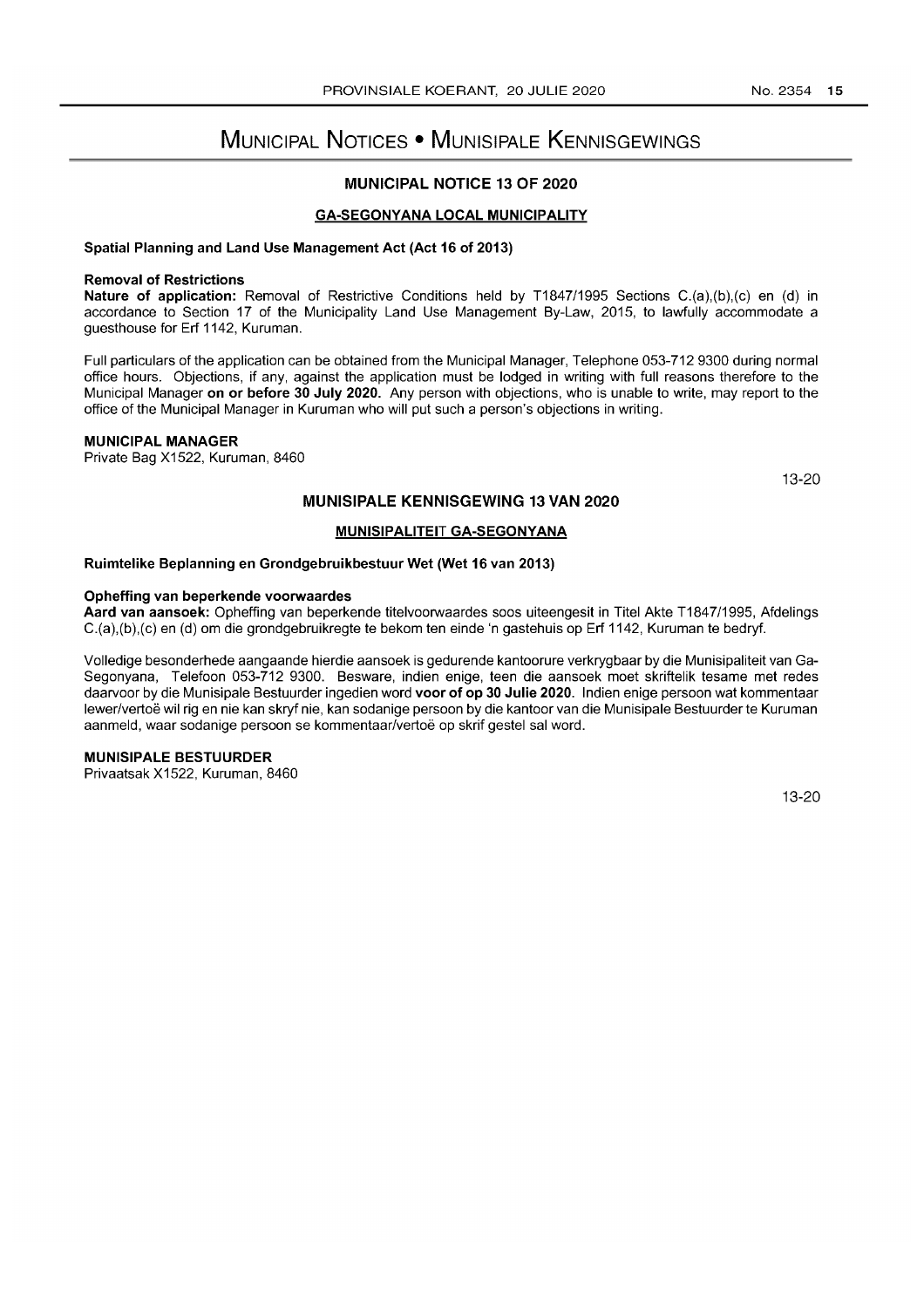# Municipal Notices • Munisipale Kennisgewings

### MUNICIPAL NOTICE 13 OF 2020

**GA-SEGONYANA LOCAL MUNICIPALITY**

**Spatial Planning and Land Use Management Act (Act 16 of 2013)**

**Removal of Restrictions**

**Nature of application:** Removal of Restrictive Conditions held by T1847/1995 Sections C.(a),(b),(c) en (d) in accordance to Section 17 of the Municipality Land Use Management By-Law, 2015, to lawfully accommodate a guesthouse for Erf 1142, Kuruman.

Full particulars of the application can be obtained from the Municipal Manager, Telephone 053-712 9300 during normal office hours. Objections, if any, against the application must be lodged in writing with full reasons therefore to the Municipal Manager **on or before 30 July 2020.** Any person with objections, who is unable to write, may report to the office of the Municipal Manager in Kuruman who will put such a person's objections in writing.

**MUNICIPAL MANAGER**

Private Bag X1522, Kuruman, 8460

13-20

### MUNISIPALE KENNISGEWING 13 VAN 2020

**MUNISIPALITEIT GA-SEGONYANA**

**Ruimtelike Beplanning en Grondgebruikbestuur Wet (Wet 16 van 2013)**

**Opheffing van beperkende voorwaardes**

**Aard van aansoek:** Opheffing van beperkende titelvoorwaardes soos uiteengesit in Titel Akte T1847/1995, Afdelings C.(a),(b),(c) en (d) om die grondgebruikregte te bekom ten einde 'n gastehuis op Erf 1142, Kuruman te bedryf.

Volledige besonderhede aangaande hierdie aansoek is gedurende kantoorure verkrygbaar by die Munisipaliteit van Ga-Segonyana, Telefoon 053-712 9300. Besware, indien enige, teen die aansoek moet skriftelik tesame met redes daarvoor by die Munisipale Bestuurder ingedien word **voor of op 30 Julie 2020**. Indien enige persoon wat kommentaar lewer/vertoë wil rig en nie kan skryf nie, kan sodanige persoon by die kantoor van die Munisipale Bestuurder te Kuruman aanmeld, waar sodanige persoon se kommentaar/vertoë op skrif gestel sal word.

**MUNISIPALE BESTUURDER**

Privaatsak X1522, Kuruman, 8460

13-20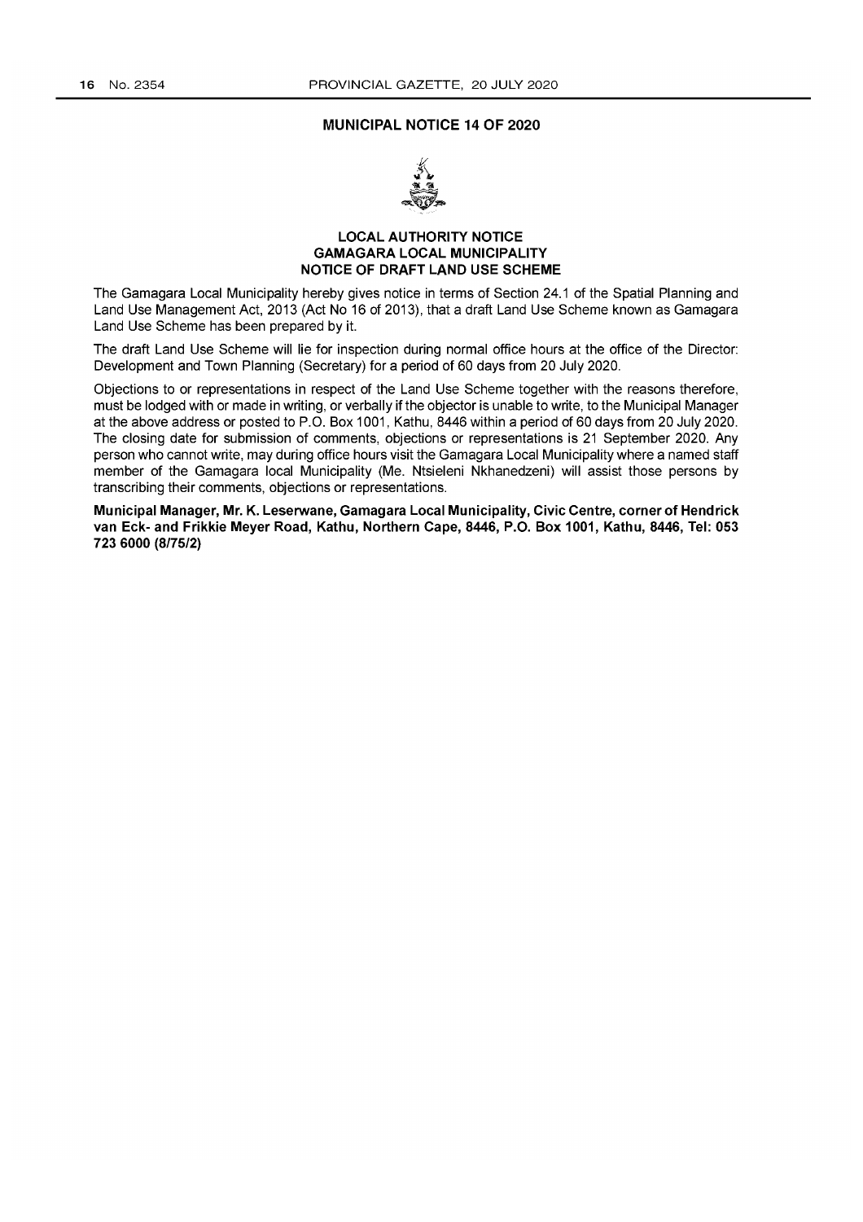## MUNICIPAL NOTICE 14 OF 2020

### LOCAL AUTHORITY NOTICE
### GAMAGARA LOCAL MUNICIPALITY
### NOTICE OF DRAFT LAND USE SCHEME

The Gamagara Local Municipality hereby gives notice in terms of Section 24.1 of the Spatial Planning and Land Use Management Act, 2013 (Act No 16 of 2013), that a draft Land Use Scheme known as Gamagara Land Use Scheme has been prepared by it.

The draft Land Use Scheme will lie for inspection during normal office hours at the office of the Director: Development and Town Planning (Secretary) for a period of 60 days from 20 July 2020.

Objections to or representations in respect of the Land Use Scheme together with the reasons therefore, must be lodged with or made in writing, or verbally if the objector is unable to write, to the Municipal Manager at the above address or posted to P.O. Box 1001, Kathu, 8446 within a period of 60 days from 20 July 2020. The closing date for submission of comments, objections or representations is 21 September 2020. Any person who cannot write, may during office hours visit the Gamagara Local Municipality where a named staff member of the Gamagara local Municipality (Me. Ntsieleni Nkhanedzeni) will assist those persons by transcribing their comments, objections or representations.

**Municipal Manager, Mr. K. Leserwane, Gamagara Local Municipality, Civic Centre, corner of Hendrick van Eck- and Frikkie Meyer Road, Kathu, Northern Cape, 8446, P.O. Box 1001, Kathu, 8446, Tel: 053 723 6000 (8/75/2)**